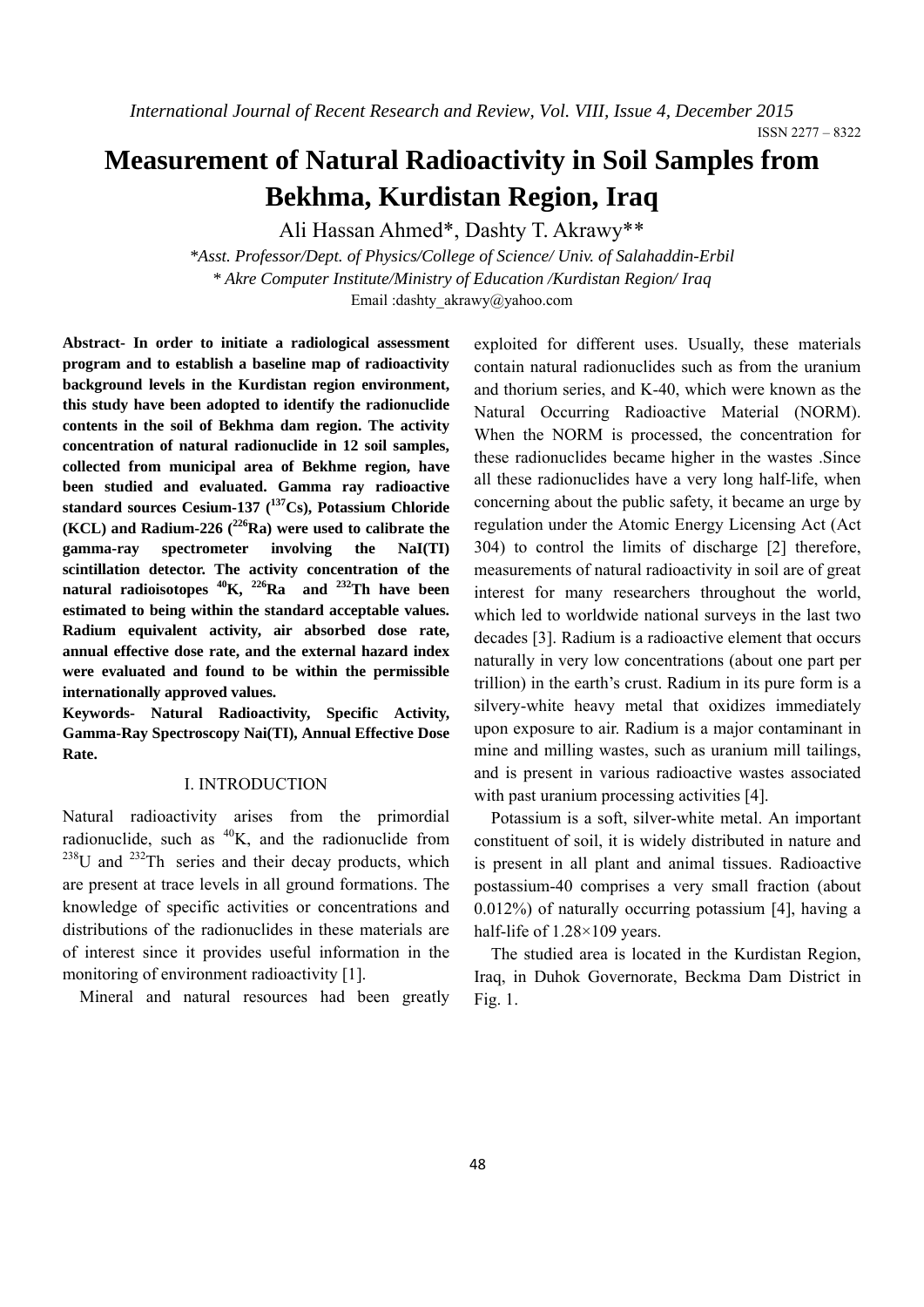# Measurement of Natural Radioactivity in Soil Samples from Bekhma, Kurdistan Region, Iraq

Ali Hassan Ahmed*, Dashty T. Akrawy**

*\*Asst. Professor/Dept. of Physics/College of Science/ Univ. of Salahaddin-Erbil*

*\* Akre Computer Institute/Ministry of Education /Kurdistan Region/ Iraq*

Email :dashty_akrawy@yahoo.com

**Abstract- In order to initiate a radiological assessment program and to establish a baseline map of radioactivity background levels in the Kurdistan region environment, this study have been adopted to identify the radionuclide contents in the soil of Bekhma dam region. The activity concentration of natural radionuclide in 12 soil samples, collected from municipal area of Bekhme region, have been studied and evaluated. Gamma ray radioactive standard sources Cesium-137 ($^{137}$Cs), Potassium Chloride (KCL) and Radium-226 ($^{226}$Ra) were used to calibrate the gamma-ray spectrometer involving the NaI(TI) scintillation detector. The activity concentration of the natural radioisotopes $^{40}$K, $^{226}$Ra and $^{232}$Th have been estimated to being within the standard acceptable values. Radium equivalent activity, air absorbed dose rate, annual effective dose rate, and the external hazard index were evaluated and found to be within the permissible internationally approved values.**

**Keywords- Natural Radioactivity, Specific Activity, Gamma-Ray Spectroscopy Nai(TI), Annual Effective Dose Rate.**

## I. INTRODUCTION

Natural radioactivity arises from the primordial radionuclide, such as $^{40}$K, and the radionuclide from $^{238}$U and $^{232}$Th series and their decay products, which are present at trace levels in all ground formations. The knowledge of specific activities or concentrations and distributions of the radionuclides in these materials are of interest since it provides useful information in the monitoring of environment radioactivity [1].

Mineral and natural resources had been greatly exploited for different uses. Usually, these materials contain natural radionuclides such as from the uranium and thorium series, and K-40, which were known as the Natural Occurring Radioactive Material (NORM). When the NORM is processed, the concentration for these radionuclides became higher in the wastes .Since all these radionuclides have a very long half-life, when concerning about the public safety, it became an urge by regulation under the Atomic Energy Licensing Act (Act 304) to control the limits of discharge [2] therefore, measurements of natural radioactivity in soil are of great interest for many researchers throughout the world, which led to worldwide national surveys in the last two decades [3]. Radium is a radioactive element that occurs naturally in very low concentrations (about one part per trillion) in the earth's crust. Radium in its pure form is a silvery-white heavy metal that oxidizes immediately upon exposure to air. Radium is a major contaminant in mine and milling wastes, such as uranium mill tailings, and is present in various radioactive wastes associated with past uranium processing activities [4].

Potassium is a soft, silver-white metal. An important constituent of soil, it is widely distributed in nature and is present in all plant and animal tissues. Radioactive postassium-40 comprises a very small fraction (about 0.012%) of naturally occurring potassium [4], having a half-life of 1.28×109 years.

The studied area is located in the Kurdistan Region, Iraq, in Duhok Governorate, Beckma Dam District in Fig. 1.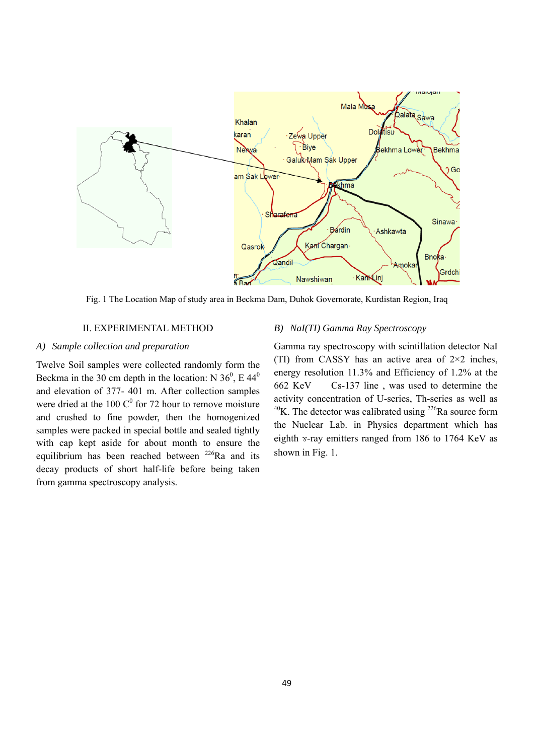Fig. 1 The Location Map of study area in Beckma Dam, Duhok Governorate, Kurdistan Region, Iraq

## II. EXPERIMENTAL METHOD

### A) *Sample collection and preparation*

Twelve Soil samples were collected randomly form the Beckma in the 30 cm depth in the location: N $36^0$, E $44^0$ and elevation of 377- 401 m. After collection samples were dried at the 100 $C^0$ for 72 hour to remove moisture and crushed to fine powder, then the homogenized samples were packed in special bottle and sealed tightly with cap kept aside for about month to ensure the equilibrium has been reached between $^{226}$Ra and its decay products of short half-life before being taken from gamma spectroscopy analysis.

### B) *NaI(TI) Gamma Ray Spectroscopy*

Gamma ray spectroscopy with scintillation detector NaI (TI) from CASSY has an active area of 2×2 inches, energy resolution 11.3% and Efficiency of 1.2% at the 662 KeV Cs-137 line , was used to determine the activity concentration of U-series, Th-series as well as $^{40}$K. The detector was calibrated using $^{226}$Ra source form the Nuclear Lab. in Physics department which has eighth ɤ-ray emitters ranged from 186 to 1764 KeV as shown in Fig. 1.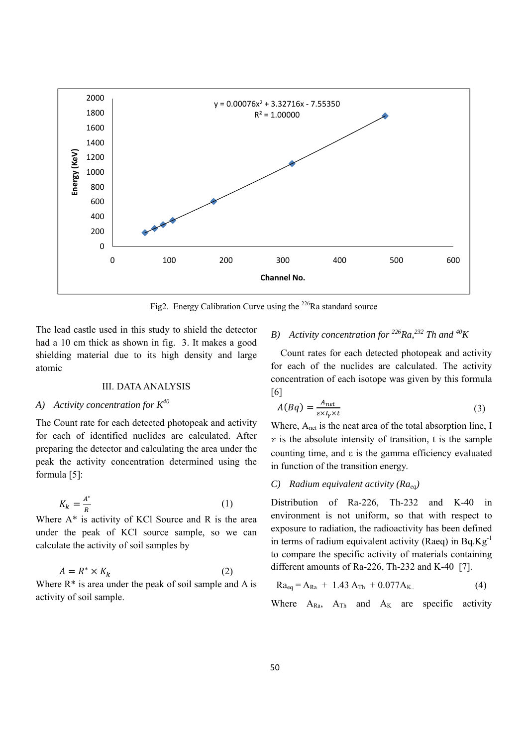Fig2. Energy Calibration Curve using the $^{226}$Ra standard source

The lead castle used in this study to shield the detector had a 10 cm thick as shown in fig. 3. It makes a good shielding material due to its high density and large atomic

## III. DATA ANALYSIS

### *A) Activity concentration for $K^{40}$*

The Count rate for each detected photopeak and activity for each of identified nuclides are calculated. After preparing the detector and calculating the area under the peak the activity concentration determined using the formula [5]:

$$K_k = \frac{A^*}{R} \tag{1}$$

Where A* is activity of KCl Source and R is the area under the peak of KCl source sample, so we can calculate the activity of soil samples by

$$A = R^* \times K_k \tag{2}$$

Where R* is area under the peak of soil sample and A is activity of soil sample.

### *B) Activity concentration for $^{226}Ra$, $^{232}$ Th and $^{40}K$*

Count rates for each detected photopeak and activity for each of the nuclides are calculated. The activity concentration of each isotope was given by this formula [6]

$$A(Bq) = \frac{A_{net}}{\varepsilon \times I_\gamma \times t} \tag{3}$$

Where, $A_{net}$ is the neat area of the total absorption line, $I_\gamma$ is the absolute intensity of transition, t is the sample counting time, and ε is the gamma efficiency evaluated in function of the transition energy.

### *C) Radium equivalent activity ($Ra_{eq}$)*

Distribution of Ra-226, Th-232 and K-40 in environment is not uniform, so that with respect to exposure to radiation, the radioactivity has been defined in terms of radium equivalent activity (Raeq) in Bq.Kg$^{-1}$ to compare the specific activity of materials containing different amounts of Ra-226, Th-232 and K-40 [7].

$$Ra_{eq} = A_{Ra} + 1.43\, A_{Th} + 0.077 A_{K} \tag{4}$$

Where $A_{Ra}$, $A_{Th}$ and $A_K$ are specific activity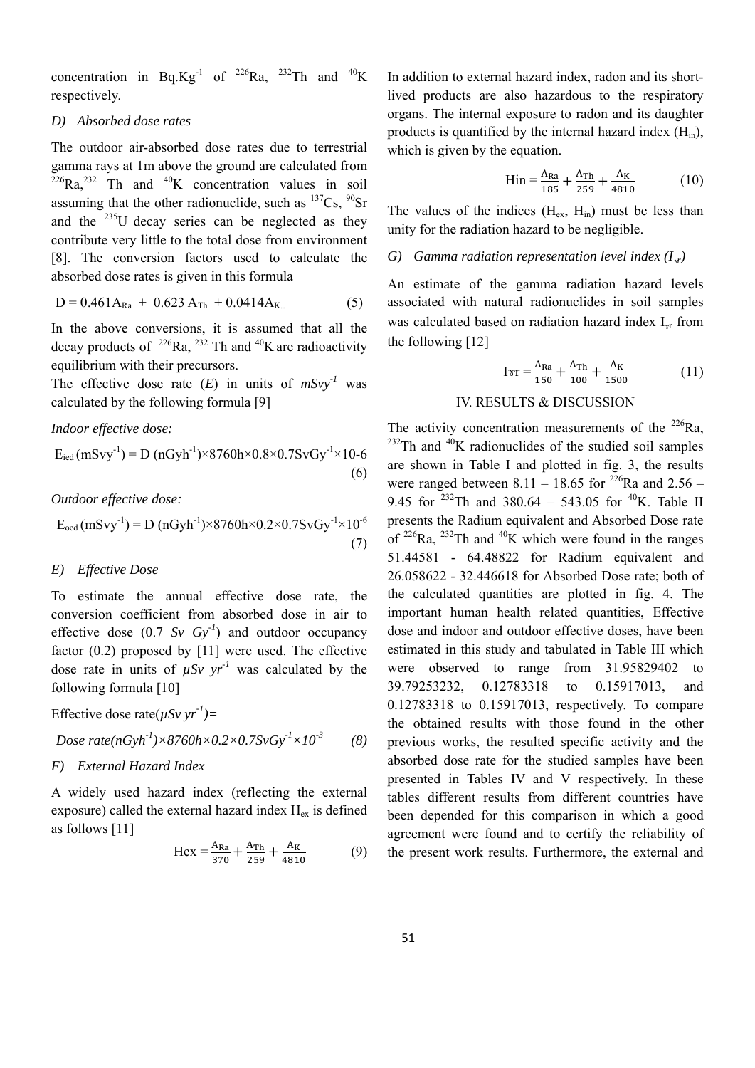concentration in $Bq.Kg^{-1}$ of $^{226}Ra$, $^{232}Th$ and $^{40}K$ respectively.

### D) *Absorbed dose rates*

The outdoor air-absorbed dose rates due to terrestrial gamma rays at 1m above the ground are calculated from $^{226}Ra$, $^{232}$ Th and $^{40}K$ concentration values in soil assuming that the other radionuclide, such as $^{137}Cs$, $^{90}Sr$ and the $^{235}U$ decay series can be neglected as they contribute very little to the total dose from environment [8]. The conversion factors used to calculate the absorbed dose rates is given in this formula

$$D = 0.461A_{Ra} + 0.623\, A_{Th} + 0.0414A_{K} \quad (5)$$

In the above conversions, it is assumed that all the decay products of $^{226}Ra$, $^{232}$ Th and $^{40}K$ are radioactivity equilibrium with their precursors.

The effective dose rate ($E$) in units of $mSvy^{-1}$ was calculated by the following formula [9]

*Indoor effective dose:*

$$E_{ied}\,(mSvy^{-1}) = D\,(nGyh^{-1}) \times 8760h \times 0.8 \times 0.7SvGy^{-1} \times 10\text{-}6 \quad (6)$$

*Outdoor effective dose:*

$$E_{oed}\,(mSvy^{-1}) = D\,(nGyh^{-1}) \times 8760h \times 0.2 \times 0.7SvGy^{-1} \times 10^{-6} \quad (7)$$

### E) *Effective Dose*

To estimate the annual effective dose rate, the conversion coefficient from absorbed dose in air to effective dose (0.7 $Sv\ Gy^{-1}$) and outdoor occupancy factor (0.2) proposed by [11] were used. The effective dose rate in units of $\mu Sv\ yr^{-1}$ was calculated by the following formula [10]

Effective dose rate($\mu Sv\ yr^{-1}$)=

$$Dose\ rate(nGyh^{-1}) \times 8760h \times 0.2 \times 0.7SvGy^{-1} \times 10^{-3} \quad (8)$$

### F) *External Hazard Index*

A widely used hazard index (reflecting the external exposure) called the external hazard index $H_{ex}$ is defined as follows [11]

$$Hex = \frac{A_{Ra}}{370} + \frac{A_{Th}}{259} + \frac{A_{K}}{4810} \quad (9)$$

In addition to external hazard index, radon and its short-lived products are also hazardous to the respiratory organs. The internal exposure to radon and its daughter products is quantified by the internal hazard index ($H_{in}$), which is given by the equation.

$$Hin = \frac{A_{Ra}}{185} + \frac{A_{Th}}{259} + \frac{A_{K}}{4810} \quad (10)$$

The values of the indices ($H_{ex}$, $H_{in}$) must be less than unity for the radiation hazard to be negligible.

### G) *Gamma radiation representation level index ($I_{\gamma r}$)*

An estimate of the gamma radiation hazard levels associated with natural radionuclides in soil samples was calculated based on radiation hazard index $I_{\gamma r}$ from the following [12]

$$I\gamma r = \frac{A_{Ra}}{150} + \frac{A_{Th}}{100} + \frac{A_{K}}{1500} \quad (11)$$

## IV. RESULTS & DISCUSSION

The activity concentration measurements of the $^{226}Ra$, $^{232}Th$ and $^{40}K$ radionuclides of the studied soil samples are shown in Table I and plotted in fig. 3, the results were ranged between 8.11 – 18.65 for $^{226}Ra$ and 2.56 – 9.45 for $^{232}Th$ and 380.64 – 543.05 for $^{40}K$. Table II presents the Radium equivalent and Absorbed Dose rate of $^{226}Ra$, $^{232}Th$ and $^{40}K$ which were found in the ranges 51.44581 - 64.48822 for Radium equivalent and 26.058622 - 32.446618 for Absorbed Dose rate; both of the calculated quantities are plotted in fig. 4. The important human health related quantities, Effective dose and indoor and outdoor effective doses, have been estimated in this study and tabulated in Table III which were observed to range from 31.95829402 to 39.79253232, 0.12783318 to 0.15917013, and 0.12783318 to 0.15917013, respectively. To compare the obtained results with those found in the other previous works, the resulted specific activity and the absorbed dose rate for the studied samples have been presented in Tables IV and V respectively. In these tables different results from different countries have been depended for this comparison in which a good agreement were found and to certify the reliability of the present work results. Furthermore, the external and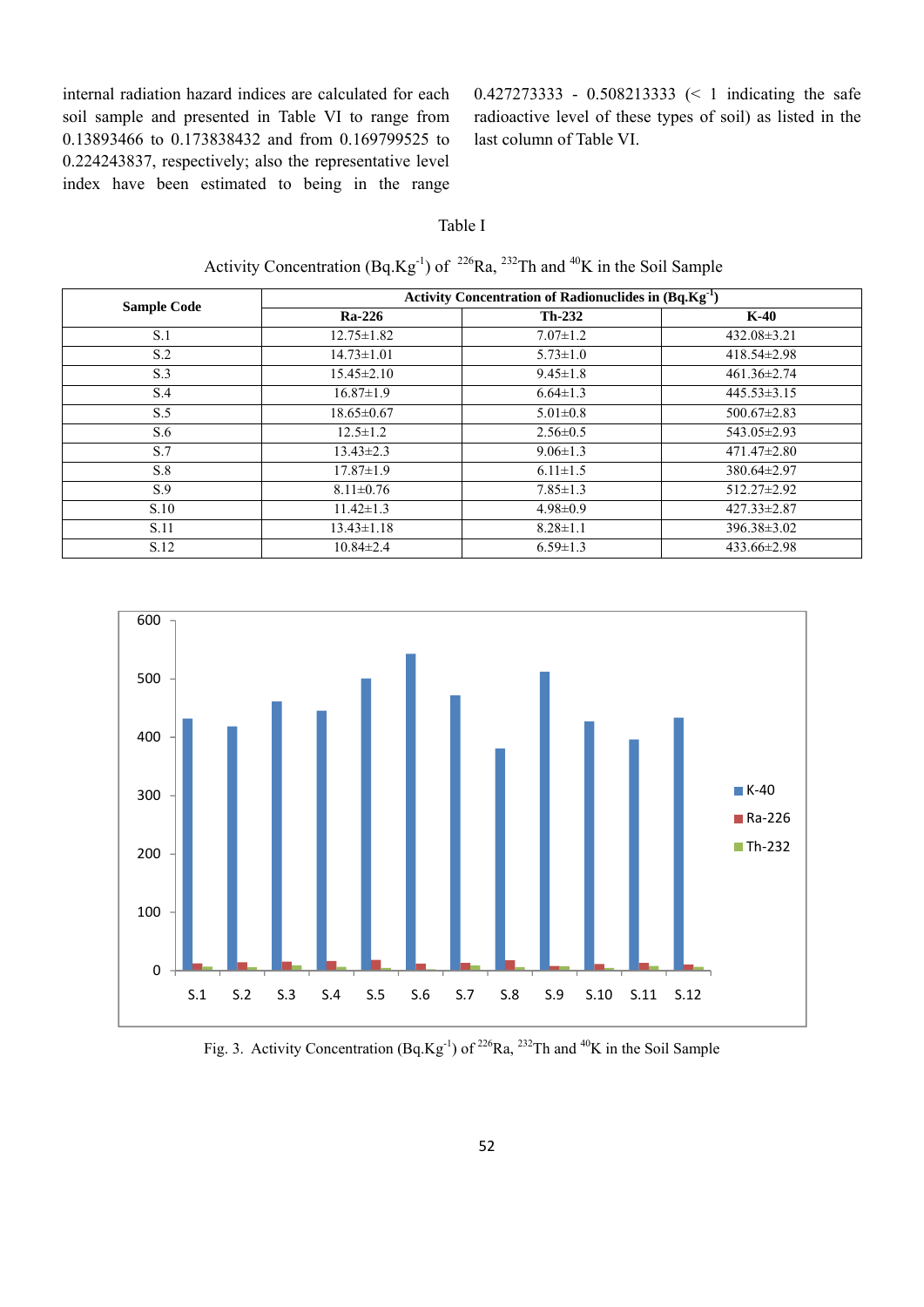internal radiation hazard indices are calculated for each soil sample and presented in Table VI to range from 0.13893466 to 0.173838432 and from 0.169799525 to 0.224243837, respectively; also the representative level index have been estimated to being in the range 0.427273333 - 0.508213333 (< 1 indicating the safe radioactive level of these types of soil) as listed in the last column of Table VI.

Table I

Activity Concentration ($Bq.Kg^{-1}$) of $^{226}Ra$, $^{232}Th$ and $^{40}K$ in the Soil Sample

| Sample Code | Activity Concentration of Radionuclides in ($Bq.Kg^{-1}$) | | |
|---|---|---|---|
| | **Ra-226** | **Th-232** | **K-40** |
| S.1 | 12.75±1.82 | 7.07±1.2 | 432.08±3.21 |
| S.2 | 14.73±1.01 | 5.73±1.0 | 418.54±2.98 |
| S.3 | 15.45±2.10 | 9.45±1.8 | 461.36±2.74 |
| S.4 | 16.87±1.9 | 6.64±1.3 | 445.53±3.15 |
| S.5 | 18.65±0.67 | 5.01±0.8 | 500.67±2.83 |
| S.6 | 12.5±1.2 | 2.56±0.5 | 543.05±2.93 |
| S.7 | 13.43±2.3 | 9.06±1.3 | 471.47±2.80 |
| S.8 | 17.87±1.9 | 6.11±1.5 | 380.64±2.97 |
| S.9 | 8.11±0.76 | 7.85±1.3 | 512.27±2.92 |
| S.10 | 11.42±1.3 | 4.98±0.9 | 427.33±2.87 |
| S.11 | 13.43±1.18 | 8.28±1.1 | 396.38±3.02 |
| S.12 | 10.84±2.4 | 6.59±1.3 | 433.66±2.98 |

Fig. 3. Activity Concentration ($Bq.Kg^{-1}$) of $^{226}Ra$, $^{232}Th$ and $^{40}K$ in the Soil Sample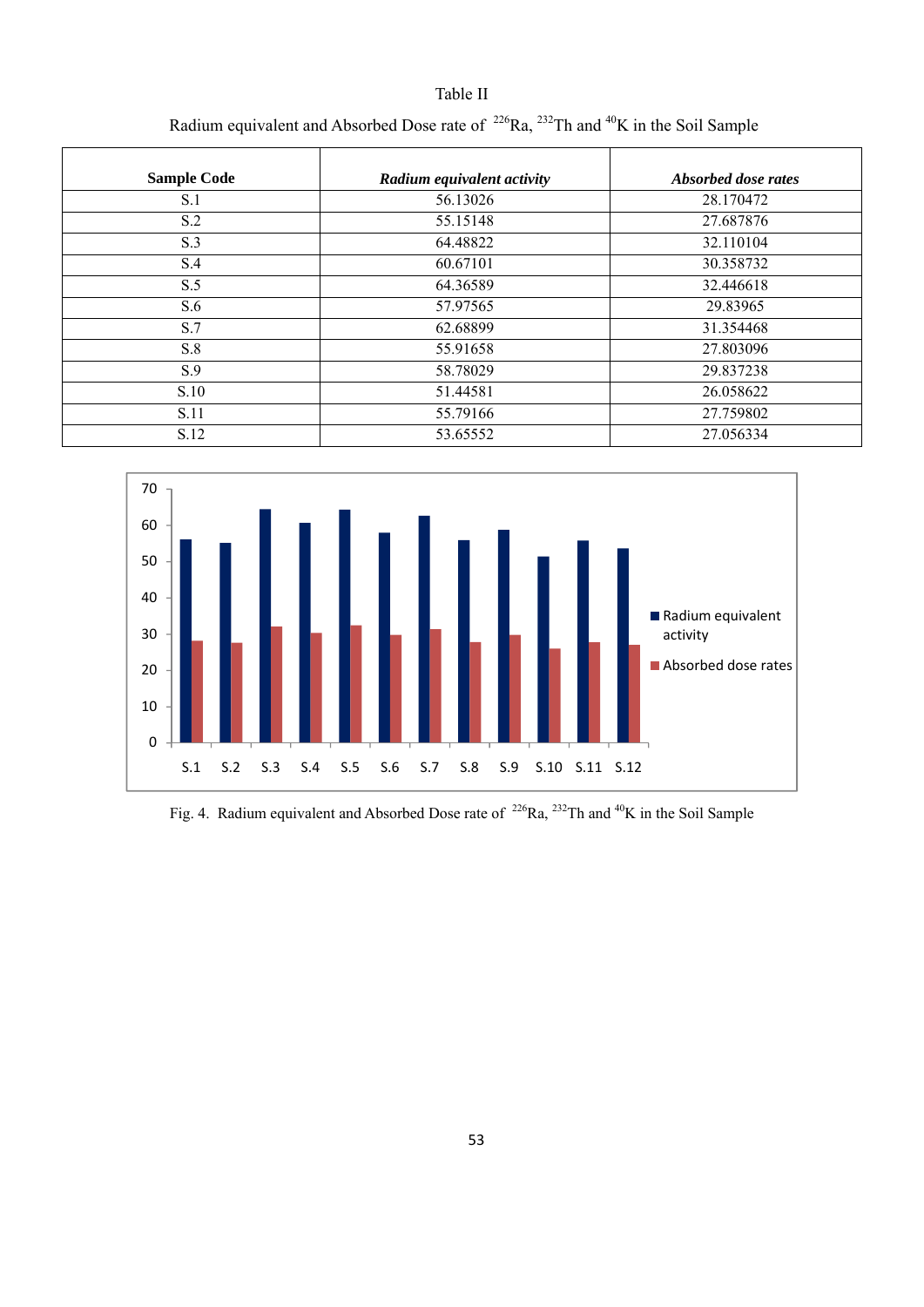Table II

Radium equivalent and Absorbed Dose rate of $^{226}Ra$, $^{232}Th$ and $^{40}K$ in the Soil Sample

| Sample Code | *Radium equivalent activity* | *Absorbed dose rates* |
|---|---|---|
| S.1 | 56.13026 | 28.170472 |
| S.2 | 55.15148 | 27.687876 |
| S.3 | 64.48822 | 32.110104 |
| S.4 | 60.67101 | 30.358732 |
| S.5 | 64.36589 | 32.446618 |
| S.6 | 57.97565 | 29.83965 |
| S.7 | 62.68899 | 31.354468 |
| S.8 | 55.91658 | 27.803096 |
| S.9 | 58.78029 | 29.837238 |
| S.10 | 51.44581 | 26.058622 |
| S.11 | 55.79166 | 27.759802 |
| S.12 | 53.65552 | 27.056334 |

Fig. 4. Radium equivalent and Absorbed Dose rate of $^{226}Ra$, $^{232}Th$ and $^{40}K$ in the Soil Sample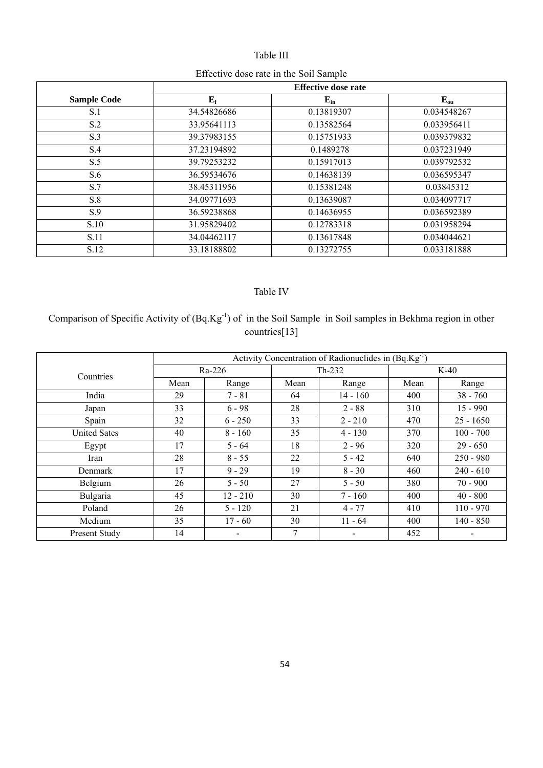Table III

Effective dose rate in the Soil Sample

| Sample Code | Effective dose rate | | |
|---|---|---|---|
| | $E_f$ | $E_{in}$ | $E_{ou}$ |
| S.1 | 34.54826686 | 0.13819307 | 0.034548267 |
| S.2 | 33.95641113 | 0.13582564 | 0.033956411 |
| S.3 | 39.37983155 | 0.15751933 | 0.039379832 |
| S.4 | 37.23194892 | 0.1489278 | 0.037231949 |
| S.5 | 39.79253232 | 0.15917013 | 0.039792532 |
| S.6 | 36.59534676 | 0.14638139 | 0.036595347 |
| S.7 | 38.45311956 | 0.15381248 | 0.03845312 |
| S.8 | 34.09771693 | 0.13639087 | 0.034097717 |
| S.9 | 36.59238868 | 0.14636955 | 0.036592389 |
| S.10 | 31.95829402 | 0.12783318 | 0.031958294 |
| S.11 | 34.04462117 | 0.13617848 | 0.034044621 |
| S.12 | 33.18188802 | 0.13272755 | 0.033181888 |

Table IV

Comparison of Specific Activity of ($Bq.Kg^{-1}$) of in the Soil Sample in Soil samples in Bekhma region in other countries[13]

| Countries | Activity Concentration of Radionuclides in ($Bq.Kg^{-1}$) | | | | | |
|---|---|---|---|---|---|---|
| | Ra-226 | | Th-232 | | K-40 | |
| | Mean | Range | Mean | Range | Mean | Range |
| India | 29 | 7 - 81 | 64 | 14 - 160 | 400 | 38 - 760 |
| Japan | 33 | 6 - 98 | 28 | 2 - 88 | 310 | 15 - 990 |
| Spain | 32 | 6 - 250 | 33 | 2 - 210 | 470 | 25 - 1650 |
| United Sates | 40 | 8 - 160 | 35 | 4 - 130 | 370 | 100 - 700 |
| Egypt | 17 | 5 - 64 | 18 | 2 - 96 | 320 | 29 - 650 |
| Iran | 28 | 8 - 55 | 22 | 5 - 42 | 640 | 250 - 980 |
| Denmark | 17 | 9 - 29 | 19 | 8 - 30 | 460 | 240 - 610 |
| Belgium | 26 | 5 - 50 | 27 | 5 - 50 | 380 | 70 - 900 |
| Bulgaria | 45 | 12 - 210 | 30 | 7 - 160 | 400 | 40 - 800 |
| Poland | 26 | 5 - 120 | 21 | 4 - 77 | 410 | 110 - 970 |
| Medium | 35 | 17 - 60 | 30 | 11 - 64 | 400 | 140 - 850 |
| Present Study | 14 | - | 7 | - | 452 | - |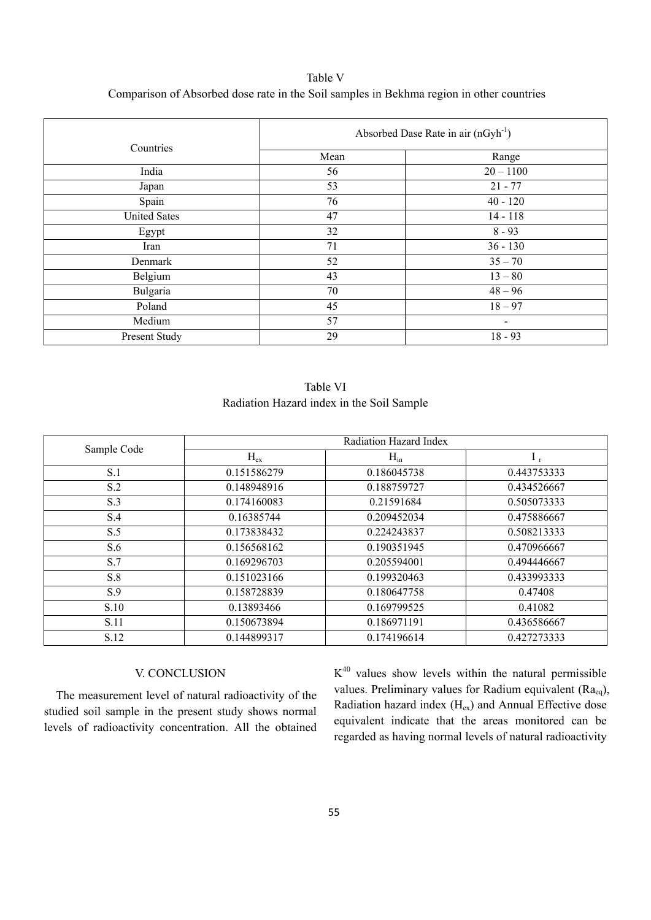Table V

Comparison of Absorbed dose rate in the Soil samples in Bekhma region in other countries

| Countries | Absorbed Dase Rate in air ($nGyh^{-1}$) | |
|---|---|---|
| | Mean | Range |
| India | 56 | 20 – 1100 |
| Japan | 53 | 21 - 77 |
| Spain | 76 | 40 - 120 |
| United Sates | 47 | 14 - 118 |
| Egypt | 32 | 8 - 93 |
| Iran | 71 | 36 - 130 |
| Denmark | 52 | 35 – 70 |
| Belgium | 43 | 13 – 80 |
| Bulgaria | 70 | 48 – 96 |
| Poland | 45 | 18 – 97 |
| Medium | 57 | - |
| Present Study | 29 | 18 - 93 |

Table VI

Radiation Hazard index in the Soil Sample

| Sample Code | Radiation Hazard Index | | |
|---|---|---|---|
| | $H_{ex}$ | $H_{in}$ | $I_r$ |
| S.1 | 0.151586279 | 0.186045738 | 0.443753333 |
| S.2 | 0.148948916 | 0.188759727 | 0.434526667 |
| S.3 | 0.174160083 | 0.21591684 | 0.505073333 |
| S.4 | 0.16385744 | 0.209452034 | 0.475886667 |
| S.5 | 0.173838432 | 0.224243837 | 0.508213333 |
| S.6 | 0.156568162 | 0.190351945 | 0.470966667 |
| S.7 | 0.169296703 | 0.205594001 | 0.494446667 |
| S.8 | 0.151023166 | 0.199320463 | 0.433993333 |
| S.9 | 0.158728839 | 0.180647758 | 0.47408 |
| S.10 | 0.13893466 | 0.169799525 | 0.41082 |
| S.11 | 0.150673894 | 0.186971191 | 0.436586667 |
| S.12 | 0.144899317 | 0.174196614 | 0.427273333 |

## V. CONCLUSION

The measurement level of natural radioactivity of the studied soil sample in the present study shows normal levels of radioactivity concentration. All the obtained $K^{40}$ values show levels within the natural permissible values. Preliminary values for Radium equivalent ($Ra_{eq}$), Radiation hazard index ($H_{ex}$) and Annual Effective dose equivalent indicate that the areas monitored can be regarded as having normal levels of natural radioactivity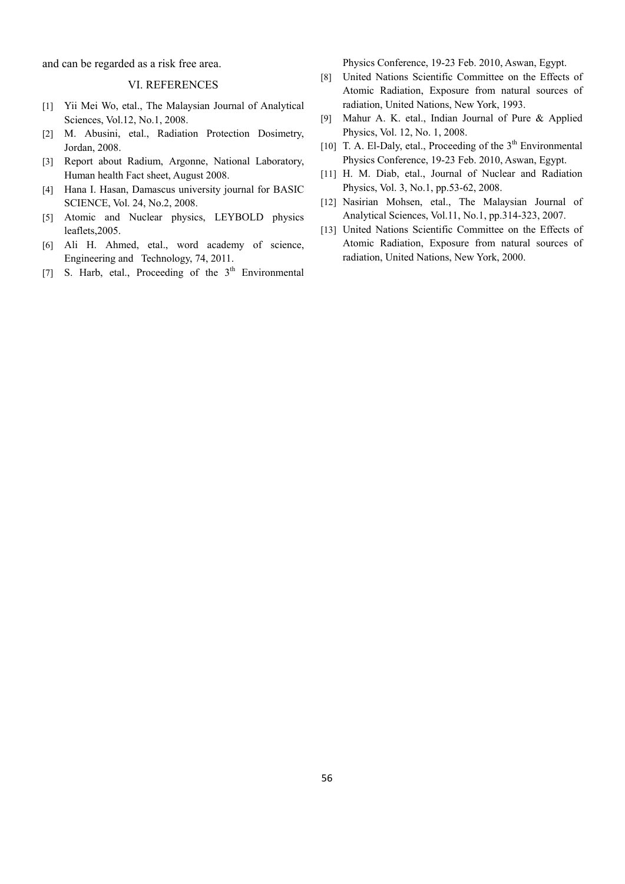and can be regarded as a risk free area.

## VI. REFERENCES

[1] Yii Mei Wo, etal., The Malaysian Journal of Analytical Sciences, Vol.12, No.1, 2008.

[2] M. Abusini, etal., Radiation Protection Dosimetry, Jordan, 2008.

[3] Report about Radium, Argonne, National Laboratory, Human health Fact sheet, August 2008.

[4] Hana I. Hasan, Damascus university journal for BASIC SCIENCE, Vol. 24, No.2, 2008.

[5] Atomic and Nuclear physics, LEYBOLD physics leaflets,2005.

[6] Ali H. Ahmed, etal., word academy of science, Engineering and Technology, 74, 2011.

[7] S. Harb, etal., Proceeding of the 3th Environmental Physics Conference, 19-23 Feb. 2010, Aswan, Egypt.

[8] United Nations Scientific Committee on the Effects of Atomic Radiation, Exposure from natural sources of radiation, United Nations, New York, 1993.

[9] Mahur A. K. etal., Indian Journal of Pure & Applied Physics, Vol. 12, No. 1, 2008.

[10] T. A. El-Daly, etal., Proceeding of the 3th Environmental Physics Conference, 19-23 Feb. 2010, Aswan, Egypt.

[11] H. M. Diab, etal., Journal of Nuclear and Radiation Physics, Vol. 3, No.1, pp.53-62, 2008.

[12] Nasirian Mohsen, etal., The Malaysian Journal of Analytical Sciences, Vol.11, No.1, pp.314-323, 2007.

[13] United Nations Scientific Committee on the Effects of Atomic Radiation, Exposure from natural sources of radiation, United Nations, New York, 2000.